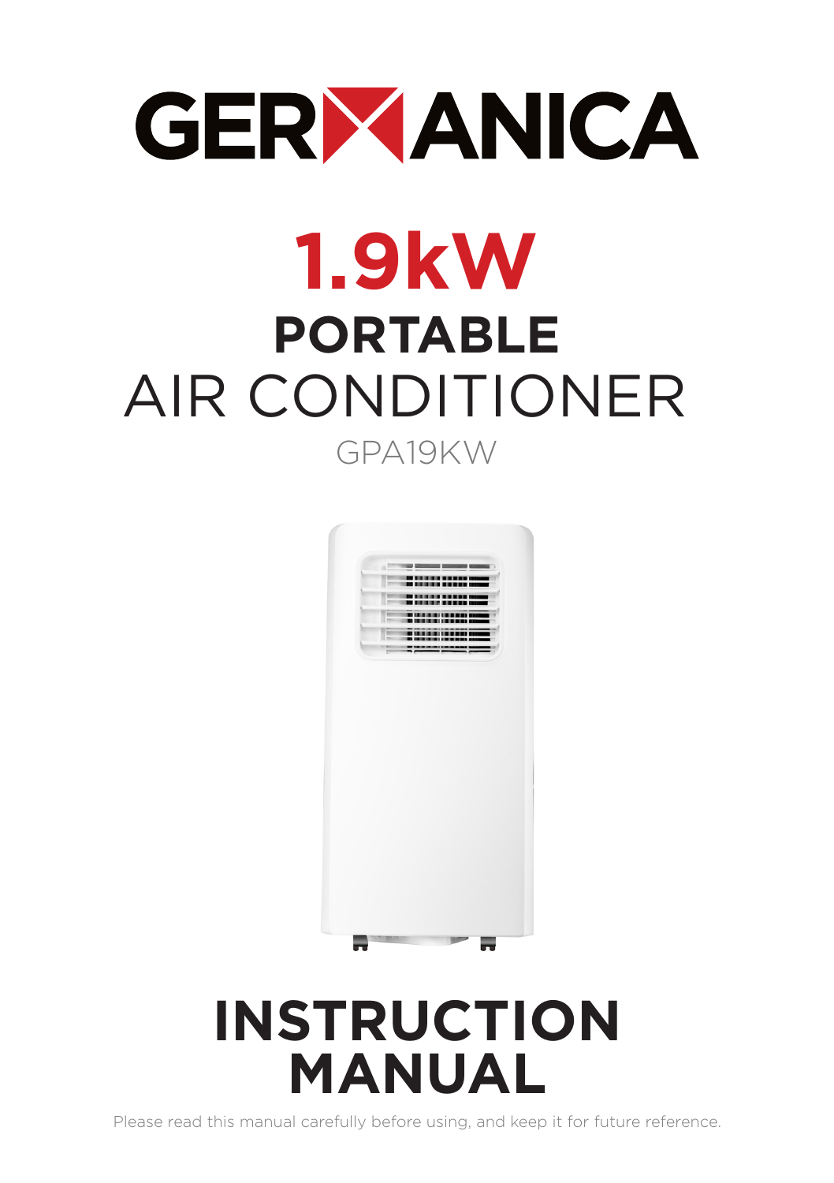# GERMANICA

# 1.9kW

## PORTABLE

## AIR CONDITIONER

GPA19KW

# INSTRUCTION MANUAL

Please read this manual carefully before using, and keep it for future reference.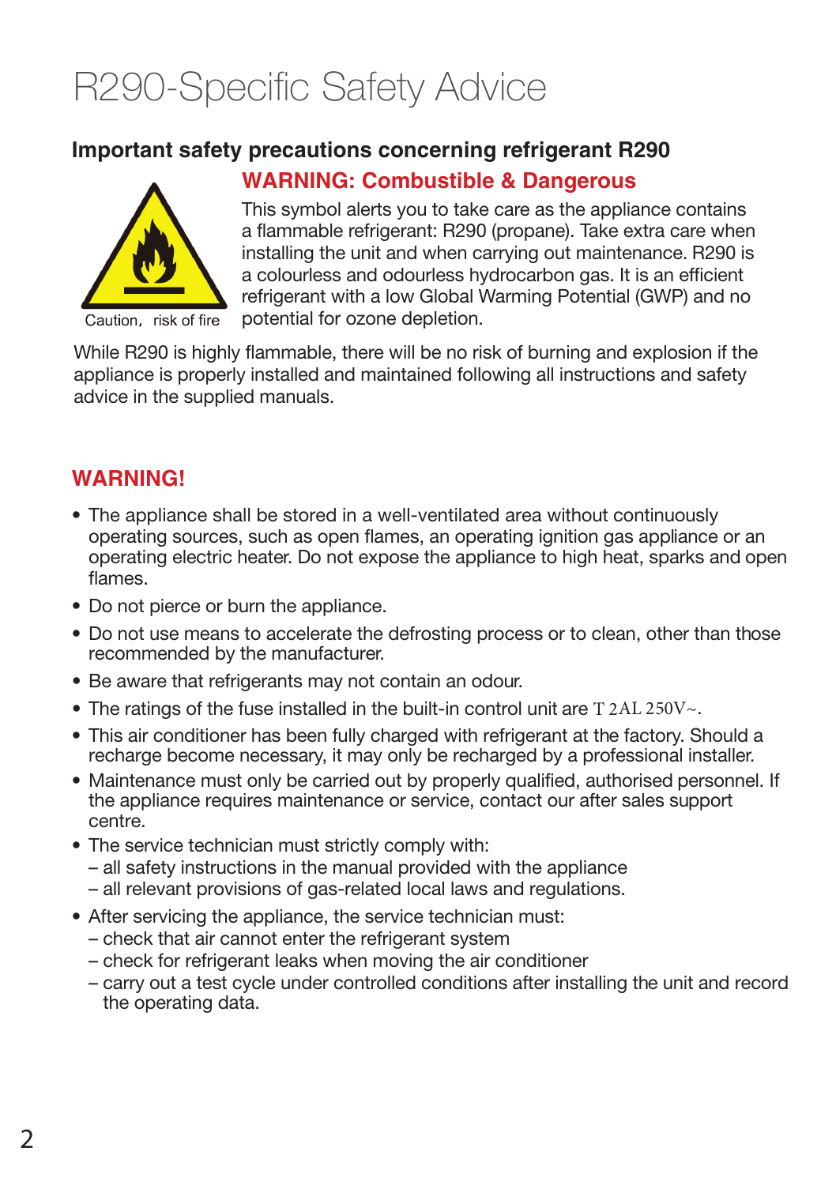# R290-Specific Safety Advice

## Important safety precautions concerning refrigerant R290

### WARNING: Combustible & Dangerous

Caution，risk of fire

This symbol alerts you to take care as the appliance contains a flammable refrigerant: R290 (propane). Take extra care when installing the unit and when carrying out maintenance. R290 is a colourless and odourless hydrocarbon gas. It is an efficient refrigerant with a low Global Warming Potential (GWP) and no potential for ozone depletion.

While R290 is highly flammable, there will be no risk of burning and explosion if the appliance is properly installed and maintained following all instructions and safety advice in the supplied manuals.

### WARNING!

- The appliance shall be stored in a well-ventilated area without continuously operating sources, such as open flames, an operating ignition gas appliance or an operating electric heater. Do not expose the appliance to high heat, sparks and open flames.
- Do not pierce or burn the appliance.
- Do not use means to accelerate the defrosting process or to clean, other than those recommended by the manufacturer.
- Be aware that refrigerants may not contain an odour.
- The ratings of the fuse installed in the built-in control unit are T 2AL 250V~.
- This air conditioner has been fully charged with refrigerant at the factory. Should a recharge become necessary, it may only be recharged by a professional installer.
- Maintenance must only be carried out by properly qualified, authorised personnel. If the appliance requires maintenance or service, contact our after sales support centre.
- The service technician must strictly comply with:
  - all safety instructions in the manual provided with the appliance
  - all relevant provisions of gas-related local laws and regulations.
- After servicing the appliance, the service technician must:
  - check that air cannot enter the refrigerant system
  - check for refrigerant leaks when moving the air conditioner
  - carry out a test cycle under controlled conditions after installing the unit and record the operating data.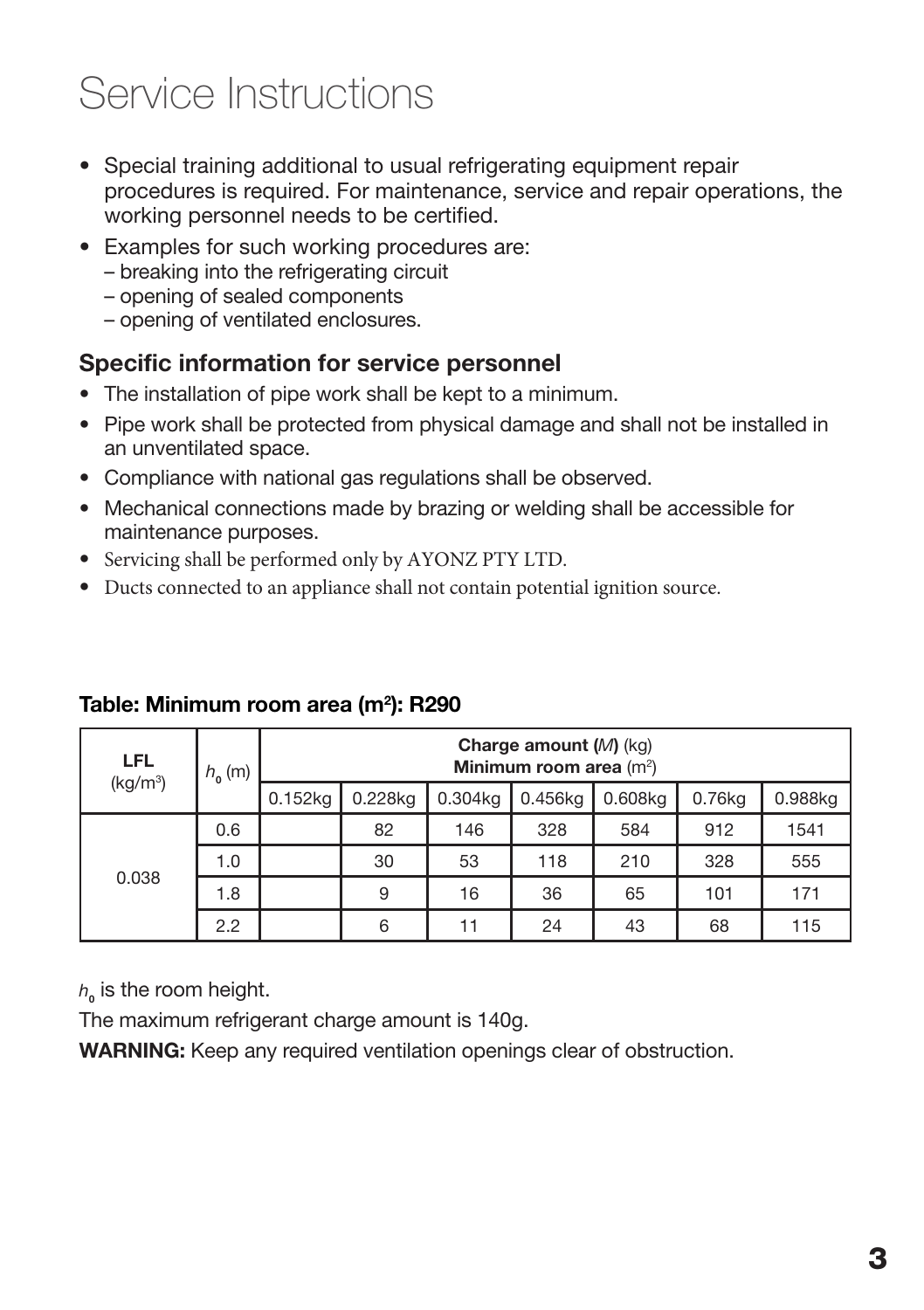# Service Instructions

- Special training additional to usual refrigerating equipment repair procedures is required. For maintenance, service and repair operations, the working personnel needs to be certified.
- Examples for such working procedures are:
  - breaking into the refrigerating circuit
  - opening of sealed components
  - opening of ventilated enclosures.

## Specific information for service personnel

- The installation of pipe work shall be kept to a minimum.
- Pipe work shall be protected from physical damage and shall not be installed in an unventilated space.
- Compliance with national gas regulations shall be observed.
- Mechanical connections made by brazing or welding shall be accessible for maintenance purposes.
- Servicing shall be performed only by AYONZ PTY LTD.
- Ducts connected to an appliance shall not contain potential ignition source.

**Table: Minimum room area ($m^2$): R290**

| **LFL** ($kg/m^3$) | $h_0$ (m) | **Charge amount (*M*)** (kg) **Minimum room area** ($m^2$) | | | | | | |
|---|---|---|---|---|---|---|---|---|
| | | 0.152kg | 0.228kg | 0.304kg | 0.456kg | 0.608kg | 0.76kg | 0.988kg |
| 0.038 | 0.6 | | 82 | 146 | 328 | 584 | 912 | 1541 |
| | 1.0 | | 30 | 53 | 118 | 210 | 328 | 555 |
| | 1.8 | | 9 | 16 | 36 | 65 | 101 | 171 |
| | 2.2 | | 6 | 11 | 24 | 43 | 68 | 115 |

$h_0$ is the room height.

The maximum refrigerant charge amount is 140g.

**WARNING:** Keep any required ventilation openings clear of obstruction.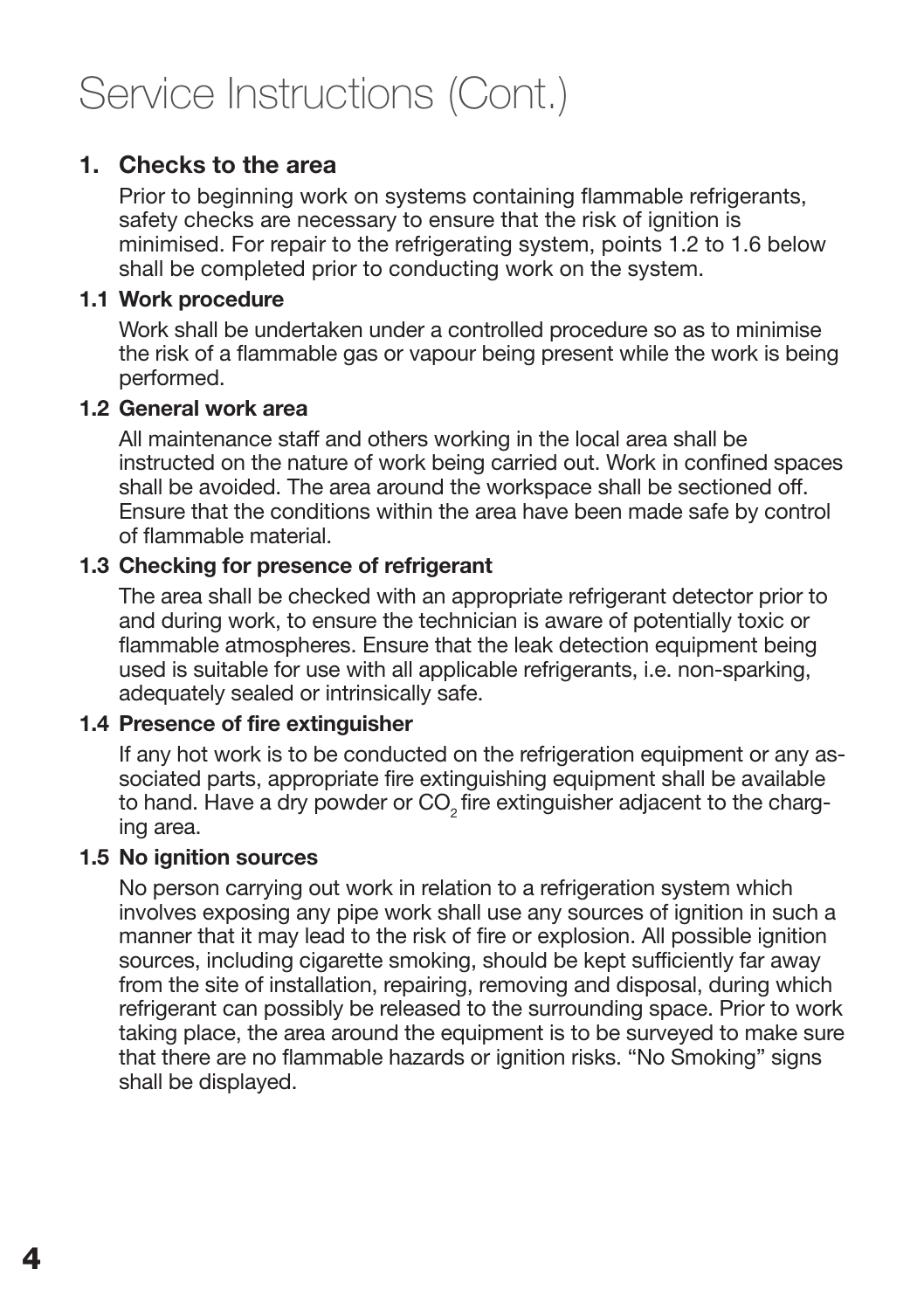# Service Instructions (Cont.)

## 1. Checks to the area

Prior to beginning work on systems containing flammable refrigerants, safety checks are necessary to ensure that the risk of ignition is minimised. For repair to the refrigerating system, points 1.2 to 1.6 below shall be completed prior to conducting work on the system.

### 1.1 Work procedure

Work shall be undertaken under a controlled procedure so as to minimise the risk of a flammable gas or vapour being present while the work is being performed.

### 1.2 General work area

All maintenance staff and others working in the local area shall be instructed on the nature of work being carried out. Work in confined spaces shall be avoided. The area around the workspace shall be sectioned off. Ensure that the conditions within the area have been made safe by control of flammable material.

### 1.3 Checking for presence of refrigerant

The area shall be checked with an appropriate refrigerant detector prior to and during work, to ensure the technician is aware of potentially toxic or flammable atmospheres. Ensure that the leak detection equipment being used is suitable for use with all applicable refrigerants, i.e. non-sparking, adequately sealed or intrinsically safe.

### 1.4 Presence of fire extinguisher

If any hot work is to be conducted on the refrigeration equipment or any associated parts, appropriate fire extinguishing equipment shall be available to hand. Have a dry powder or $CO_2$ fire extinguisher adjacent to the charging area.

### 1.5 No ignition sources

No person carrying out work in relation to a refrigeration system which involves exposing any pipe work shall use any sources of ignition in such a manner that it may lead to the risk of fire or explosion. All possible ignition sources, including cigarette smoking, should be kept sufficiently far away from the site of installation, repairing, removing and disposal, during which refrigerant can possibly be released to the surrounding space. Prior to work taking place, the area around the equipment is to be surveyed to make sure that there are no flammable hazards or ignition risks. "No Smoking" signs shall be displayed.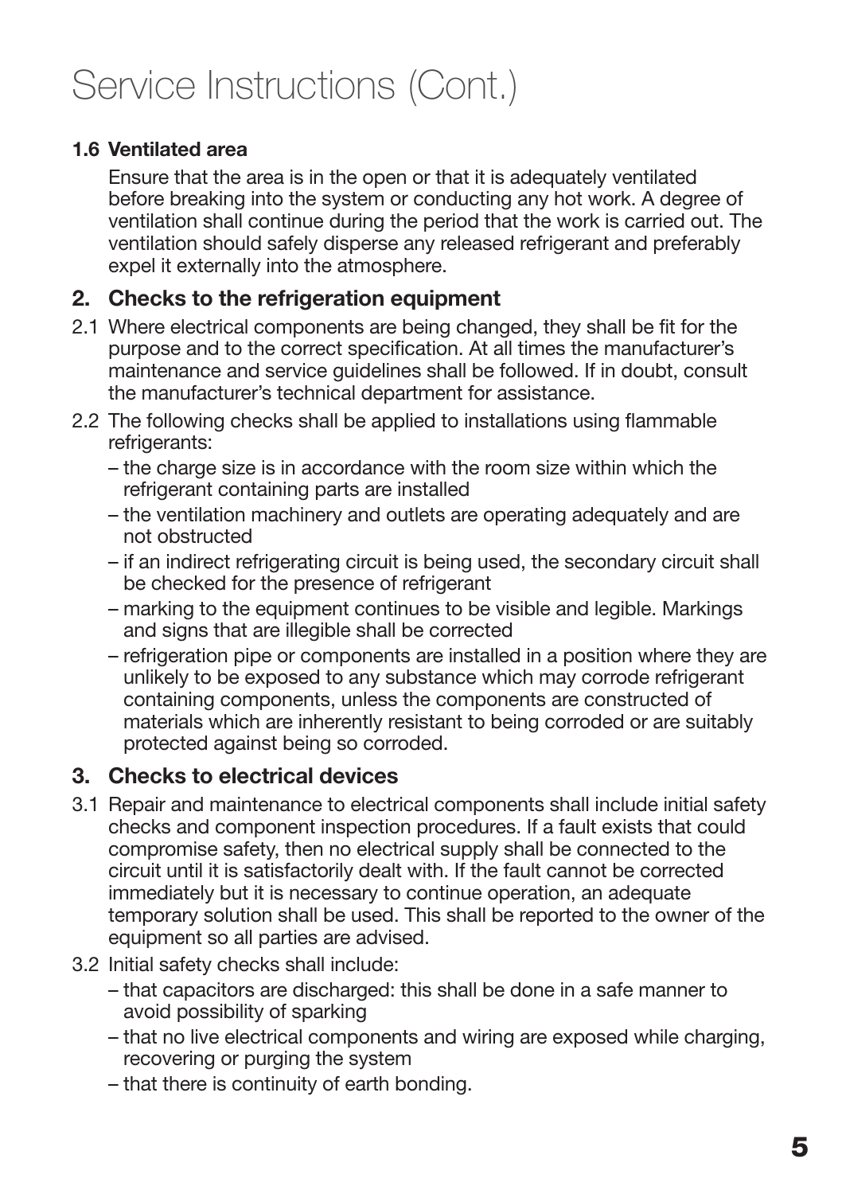# Service Instructions (Cont.)

**1.6 Ventilated area**

Ensure that the area is in the open or that it is adequately ventilated before breaking into the system or conducting any hot work. A degree of ventilation shall continue during the period that the work is carried out. The ventilation should safely disperse any released refrigerant and preferably expel it externally into the atmosphere.

## 2. Checks to the refrigeration equipment

2.1 Where electrical components are being changed, they shall be fit for the purpose and to the correct specification. At all times the manufacturer's maintenance and service guidelines shall be followed. If in doubt, consult the manufacturer's technical department for assistance.

2.2 The following checks shall be applied to installations using flammable refrigerants:

- the charge size is in accordance with the room size within which the refrigerant containing parts are installed
- the ventilation machinery and outlets are operating adequately and are not obstructed
- if an indirect refrigerating circuit is being used, the secondary circuit shall be checked for the presence of refrigerant
- marking to the equipment continues to be visible and legible. Markings and signs that are illegible shall be corrected
- refrigeration pipe or components are installed in a position where they are unlikely to be exposed to any substance which may corrode refrigerant containing components, unless the components are constructed of materials which are inherently resistant to being corroded or are suitably protected against being so corroded.

## 3. Checks to electrical devices

3.1 Repair and maintenance to electrical components shall include initial safety checks and component inspection procedures. If a fault exists that could compromise safety, then no electrical supply shall be connected to the circuit until it is satisfactorily dealt with. If the fault cannot be corrected immediately but it is necessary to continue operation, an adequate temporary solution shall be used. This shall be reported to the owner of the equipment so all parties are advised.

3.2 Initial safety checks shall include:

- that capacitors are discharged: this shall be done in a safe manner to avoid possibility of sparking
- that no live electrical components and wiring are exposed while charging, recovering or purging the system
- that there is continuity of earth bonding.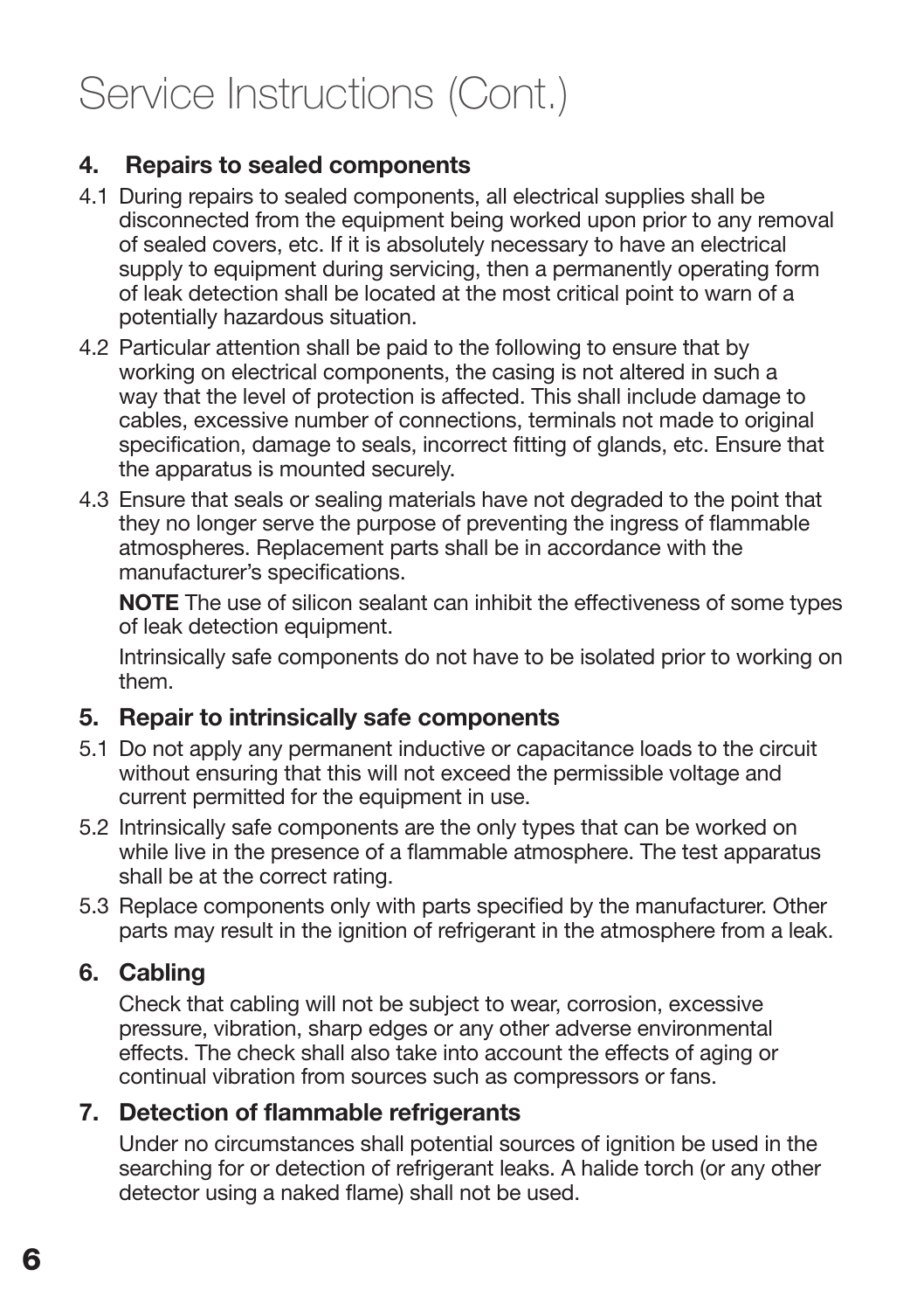# Service Instructions (Cont.)

## 4. Repairs to sealed components

4.1 During repairs to sealed components, all electrical supplies shall be disconnected from the equipment being worked upon prior to any removal of sealed covers, etc. If it is absolutely necessary to have an electrical supply to equipment during servicing, then a permanently operating form of leak detection shall be located at the most critical point to warn of a potentially hazardous situation.

4.2 Particular attention shall be paid to the following to ensure that by working on electrical components, the casing is not altered in such a way that the level of protection is affected. This shall include damage to cables, excessive number of connections, terminals not made to original specification, damage to seals, incorrect fitting of glands, etc. Ensure that the apparatus is mounted securely.

4.3 Ensure that seals or sealing materials have not degraded to the point that they no longer serve the purpose of preventing the ingress of flammable atmospheres. Replacement parts shall be in accordance with the manufacturer's specifications.

**NOTE** The use of silicon sealant can inhibit the effectiveness of some types of leak detection equipment.

Intrinsically safe components do not have to be isolated prior to working on them.

## 5. Repair to intrinsically safe components

5.1 Do not apply any permanent inductive or capacitance loads to the circuit without ensuring that this will not exceed the permissible voltage and current permitted for the equipment in use.

5.2 Intrinsically safe components are the only types that can be worked on while live in the presence of a flammable atmosphere. The test apparatus shall be at the correct rating.

5.3 Replace components only with parts specified by the manufacturer. Other parts may result in the ignition of refrigerant in the atmosphere from a leak.

## 6. Cabling

Check that cabling will not be subject to wear, corrosion, excessive pressure, vibration, sharp edges or any other adverse environmental effects. The check shall also take into account the effects of aging or continual vibration from sources such as compressors or fans.

## 7. Detection of flammable refrigerants

Under no circumstances shall potential sources of ignition be used in the searching for or detection of refrigerant leaks. A halide torch (or any other detector using a naked flame) shall not be used.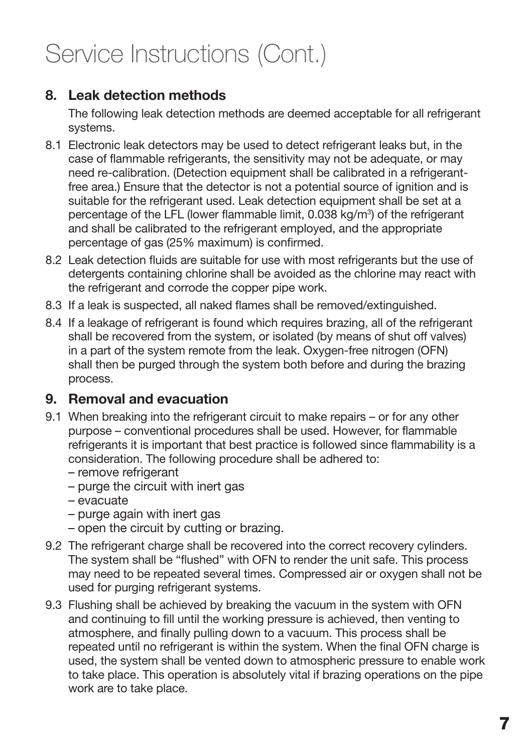# Service Instructions (Cont.)

## 8. Leak detection methods

The following leak detection methods are deemed acceptable for all refrigerant systems.

8.1 Electronic leak detectors may be used to detect refrigerant leaks but, in the case of flammable refrigerants, the sensitivity may not be adequate, or may need re-calibration. (Detection equipment shall be calibrated in a refrigerant-free area.) Ensure that the detector is not a potential source of ignition and is suitable for the refrigerant used. Leak detection equipment shall be set at a percentage of the LFL (lower flammable limit, 0.038 kg/m$^3$) of the refrigerant and shall be calibrated to the refrigerant employed, and the appropriate percentage of gas (25% maximum) is confirmed.

8.2 Leak detection fluids are suitable for use with most refrigerants but the use of detergents containing chlorine shall be avoided as the chlorine may react with the refrigerant and corrode the copper pipe work.

8.3 If a leak is suspected, all naked flames shall be removed/extinguished.

8.4 If a leakage of refrigerant is found which requires brazing, all of the refrigerant shall be recovered from the system, or isolated (by means of shut off valves) in a part of the system remote from the leak. Oxygen-free nitrogen (OFN) shall then be purged through the system both before and during the brazing process.

## 9. Removal and evacuation

9.1 When breaking into the refrigerant circuit to make repairs – or for any other purpose – conventional procedures shall be used. However, for flammable refrigerants it is important that best practice is followed since flammability is a consideration. The following procedure shall be adhered to:
- remove refrigerant
- purge the circuit with inert gas
- evacuate
- purge again with inert gas
- open the circuit by cutting or brazing.

9.2 The refrigerant charge shall be recovered into the correct recovery cylinders. The system shall be "flushed" with OFN to render the unit safe. This process may need to be repeated several times. Compressed air or oxygen shall not be used for purging refrigerant systems.

9.3 Flushing shall be achieved by breaking the vacuum in the system with OFN and continuing to fill until the working pressure is achieved, then venting to atmosphere, and finally pulling down to a vacuum. This process shall be repeated until no refrigerant is within the system. When the final OFN charge is used, the system shall be vented down to atmospheric pressure to enable work to take place. This operation is absolutely vital if brazing operations on the pipe work are to take place.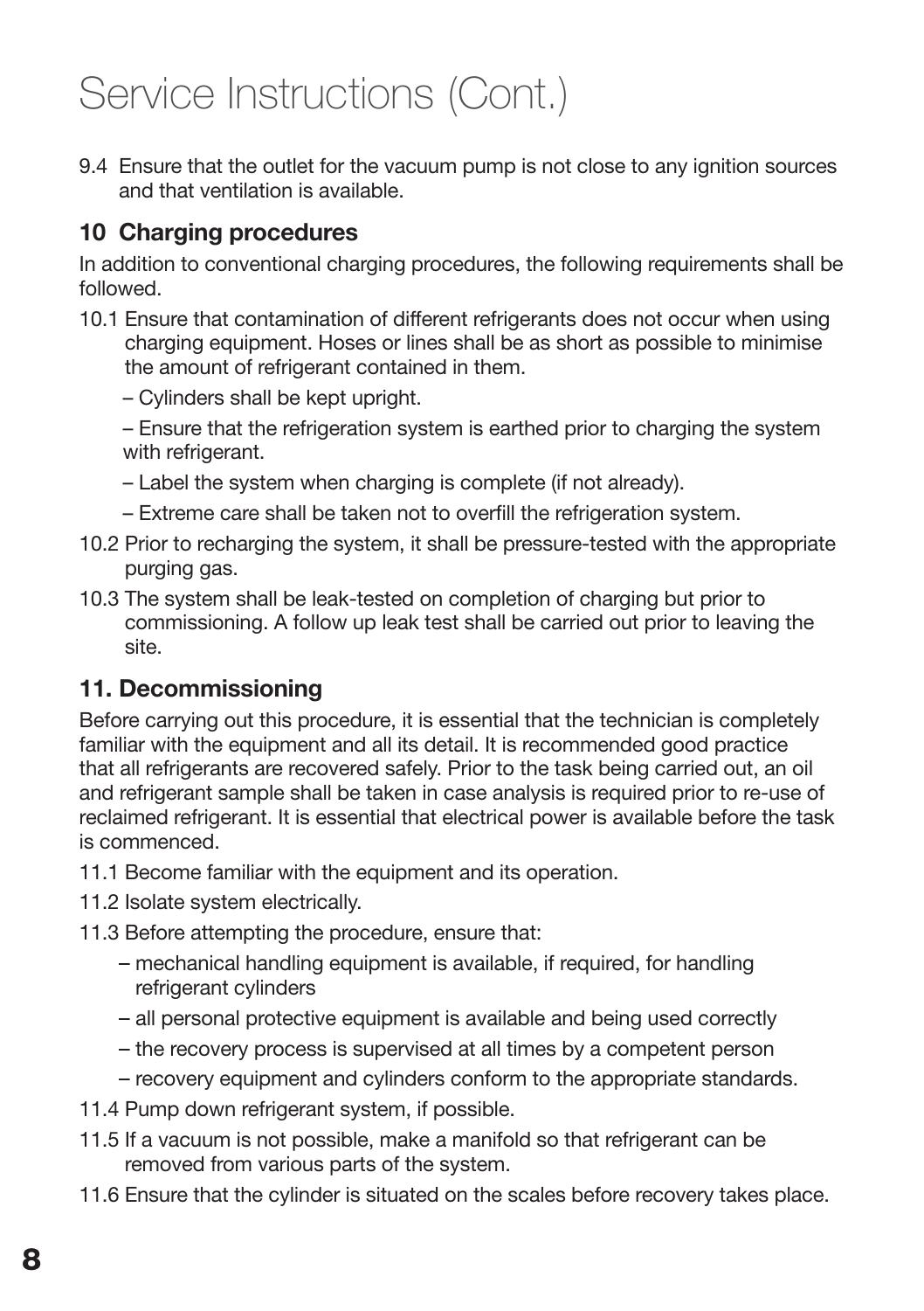# Service Instructions (Cont.)

9.4 Ensure that the outlet for the vacuum pump is not close to any ignition sources and that ventilation is available.

## 10 Charging procedures

In addition to conventional charging procedures, the following requirements shall be followed.

10.1 Ensure that contamination of different refrigerants does not occur when using charging equipment. Hoses or lines shall be as short as possible to minimise the amount of refrigerant contained in them.

– Cylinders shall be kept upright.

– Ensure that the refrigeration system is earthed prior to charging the system with refrigerant.

– Label the system when charging is complete (if not already).

– Extreme care shall be taken not to overfill the refrigeration system.

10.2 Prior to recharging the system, it shall be pressure-tested with the appropriate purging gas.

10.3 The system shall be leak-tested on completion of charging but prior to commissioning. A follow up leak test shall be carried out prior to leaving the site.

## 11. Decommissioning

Before carrying out this procedure, it is essential that the technician is completely familiar with the equipment and all its detail. It is recommended good practice that all refrigerants are recovered safely. Prior to the task being carried out, an oil and refrigerant sample shall be taken in case analysis is required prior to re-use of reclaimed refrigerant. It is essential that electrical power is available before the task is commenced.

11.1 Become familiar with the equipment and its operation.

11.2 Isolate system electrically.

11.3 Before attempting the procedure, ensure that:

– mechanical handling equipment is available, if required, for handling refrigerant cylinders

– all personal protective equipment is available and being used correctly

– the recovery process is supervised at all times by a competent person

– recovery equipment and cylinders conform to the appropriate standards.

11.4 Pump down refrigerant system, if possible.

11.5 If a vacuum is not possible, make a manifold so that refrigerant can be removed from various parts of the system.

11.6 Ensure that the cylinder is situated on the scales before recovery takes place.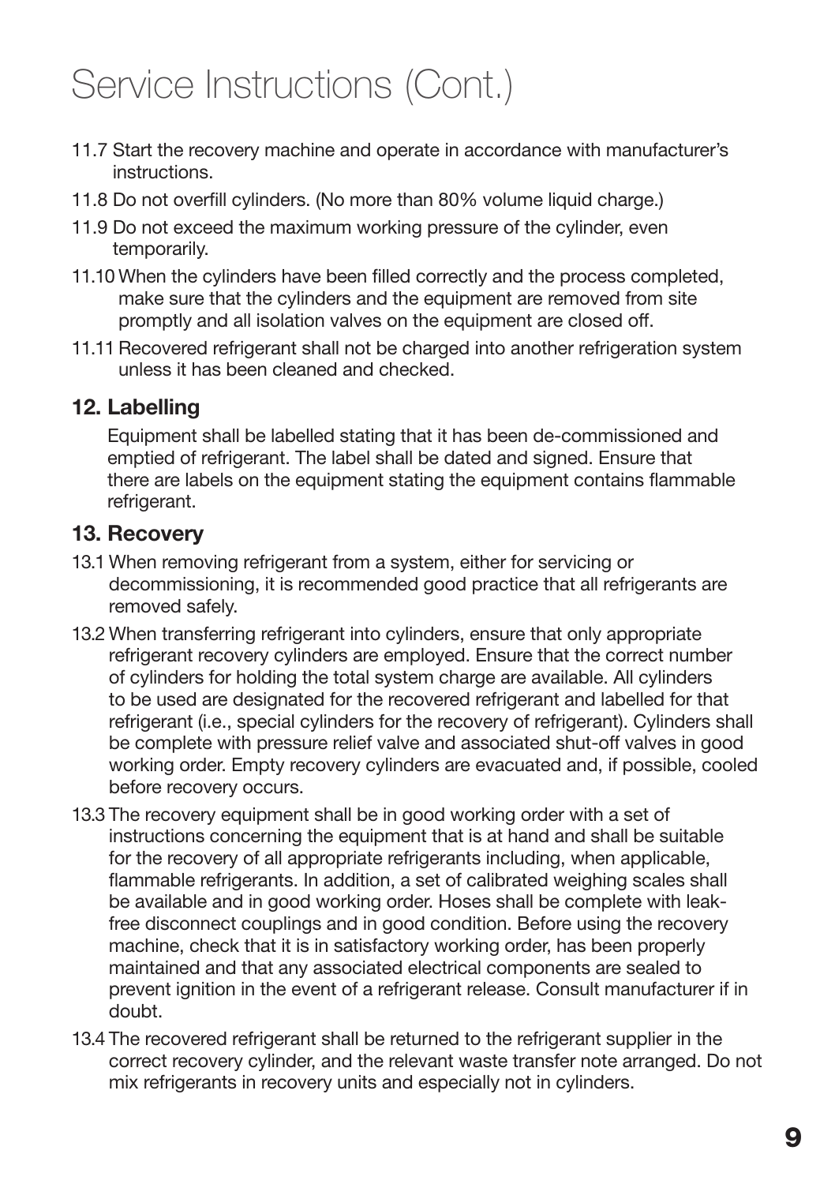# Service Instructions (Cont.)

11.7 Start the recovery machine and operate in accordance with manufacturer's instructions.

11.8 Do not overfill cylinders. (No more than 80% volume liquid charge.)

11.9 Do not exceed the maximum working pressure of the cylinder, even temporarily.

11.10 When the cylinders have been filled correctly and the process completed, make sure that the cylinders and the equipment are removed from site promptly and all isolation valves on the equipment are closed off.

11.11 Recovered refrigerant shall not be charged into another refrigeration system unless it has been cleaned and checked.

## 12. Labelling

Equipment shall be labelled stating that it has been de-commissioned and emptied of refrigerant. The label shall be dated and signed. Ensure that there are labels on the equipment stating the equipment contains flammable refrigerant.

## 13. Recovery

13.1 When removing refrigerant from a system, either for servicing or decommissioning, it is recommended good practice that all refrigerants are removed safely.

13.2 When transferring refrigerant into cylinders, ensure that only appropriate refrigerant recovery cylinders are employed. Ensure that the correct number of cylinders for holding the total system charge are available. All cylinders to be used are designated for the recovered refrigerant and labelled for that refrigerant (i.e., special cylinders for the recovery of refrigerant). Cylinders shall be complete with pressure relief valve and associated shut-off valves in good working order. Empty recovery cylinders are evacuated and, if possible, cooled before recovery occurs.

13.3 The recovery equipment shall be in good working order with a set of instructions concerning the equipment that is at hand and shall be suitable for the recovery of all appropriate refrigerants including, when applicable, flammable refrigerants. In addition, a set of calibrated weighing scales shall be available and in good working order. Hoses shall be complete with leak-free disconnect couplings and in good condition. Before using the recovery machine, check that it is in satisfactory working order, has been properly maintained and that any associated electrical components are sealed to prevent ignition in the event of a refrigerant release. Consult manufacturer if in doubt.

13.4 The recovered refrigerant shall be returned to the refrigerant supplier in the correct recovery cylinder, and the relevant waste transfer note arranged. Do not mix refrigerants in recovery units and especially not in cylinders.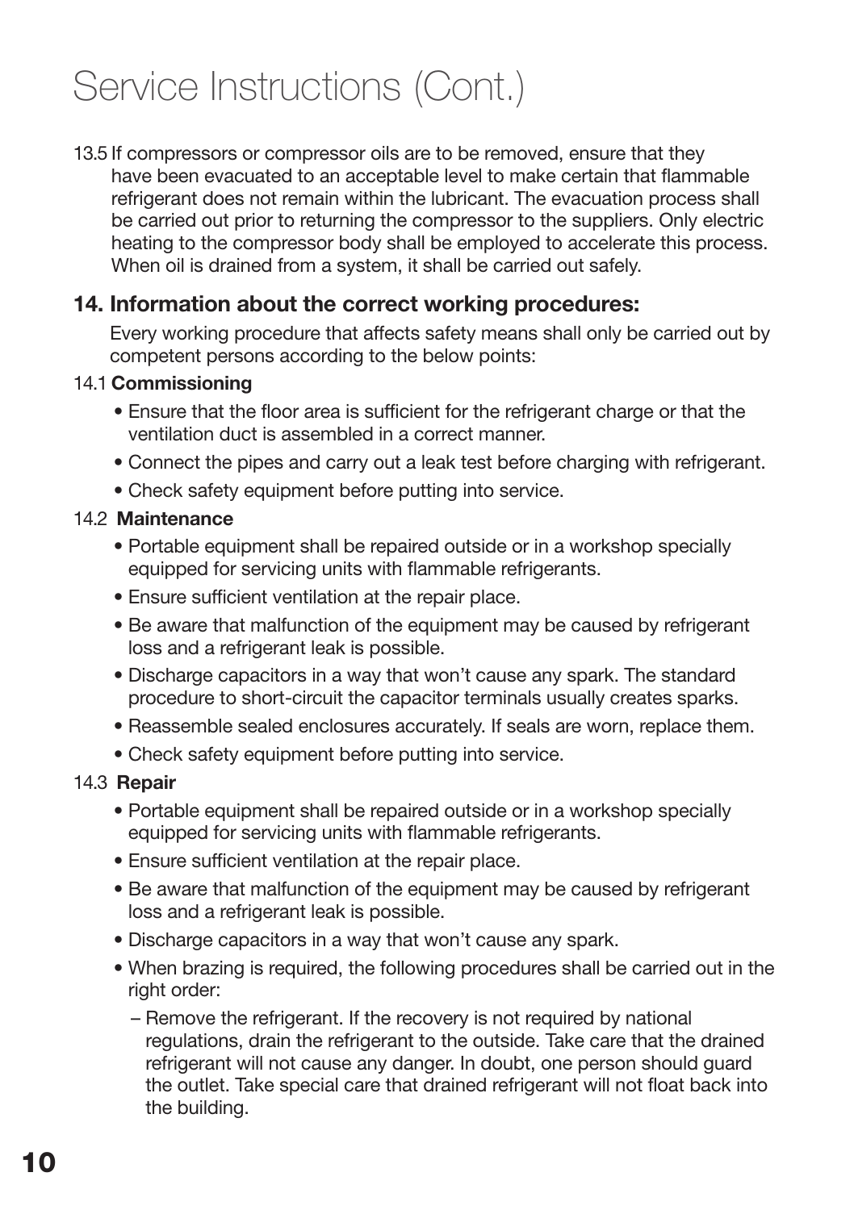# Service Instructions (Cont.)

13.5 If compressors or compressor oils are to be removed, ensure that they have been evacuated to an acceptable level to make certain that flammable refrigerant does not remain within the lubricant. The evacuation process shall be carried out prior to returning the compressor to the suppliers. Only electric heating to the compressor body shall be employed to accelerate this process. When oil is drained from a system, it shall be carried out safely.

## 14. Information about the correct working procedures:

Every working procedure that affects safety means shall only be carried out by competent persons according to the below points:

14.1 **Commissioning**

- Ensure that the floor area is sufficient for the refrigerant charge or that the ventilation duct is assembled in a correct manner.
- Connect the pipes and carry out a leak test before charging with refrigerant.
- Check safety equipment before putting into service.

14.2 **Maintenance**

- Portable equipment shall be repaired outside or in a workshop specially equipped for servicing units with flammable refrigerants.
- Ensure sufficient ventilation at the repair place.
- Be aware that malfunction of the equipment may be caused by refrigerant loss and a refrigerant leak is possible.
- Discharge capacitors in a way that won't cause any spark. The standard procedure to short-circuit the capacitor terminals usually creates sparks.
- Reassemble sealed enclosures accurately. If seals are worn, replace them.
- Check safety equipment before putting into service.

14.3 **Repair**

- Portable equipment shall be repaired outside or in a workshop specially equipped for servicing units with flammable refrigerants.
- Ensure sufficient ventilation at the repair place.
- Be aware that malfunction of the equipment may be caused by refrigerant loss and a refrigerant leak is possible.
- Discharge capacitors in a way that won't cause any spark.
- When brazing is required, the following procedures shall be carried out in the right order:
  - Remove the refrigerant. If the recovery is not required by national regulations, drain the refrigerant to the outside. Take care that the drained refrigerant will not cause any danger. In doubt, one person should guard the outlet. Take special care that drained refrigerant will not float back into the building.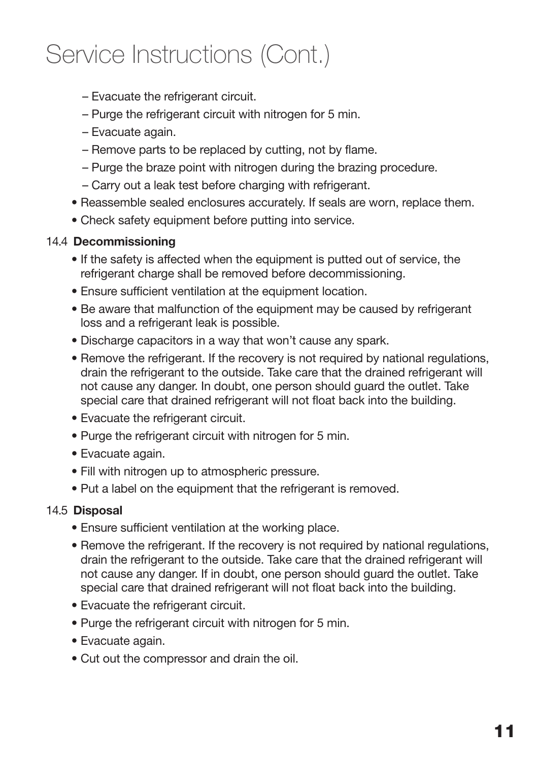# Service Instructions (Cont.)

  - – Evacuate the refrigerant circuit.
  - – Purge the refrigerant circuit with nitrogen for 5 min.
  - – Evacuate again.
  - – Remove parts to be replaced by cutting, not by flame.
  - – Purge the braze point with nitrogen during the brazing procedure.
  - – Carry out a leak test before charging with refrigerant.
- Reassemble sealed enclosures accurately. If seals are worn, replace them.
- Check safety equipment before putting into service.

### 14.4 **Decommissioning**

- If the safety is affected when the equipment is putted out of service, the refrigerant charge shall be removed before decommissioning.
- Ensure sufficient ventilation at the equipment location.
- Be aware that malfunction of the equipment may be caused by refrigerant loss and a refrigerant leak is possible.
- Discharge capacitors in a way that won't cause any spark.
- Remove the refrigerant. If the recovery is not required by national regulations, drain the refrigerant to the outside. Take care that the drained refrigerant will not cause any danger. In doubt, one person should guard the outlet. Take special care that drained refrigerant will not float back into the building.
- Evacuate the refrigerant circuit.
- Purge the refrigerant circuit with nitrogen for 5 min.
- Evacuate again.
- Fill with nitrogen up to atmospheric pressure.
- Put a label on the equipment that the refrigerant is removed.

### 14.5 **Disposal**

- Ensure sufficient ventilation at the working place.
- Remove the refrigerant. If the recovery is not required by national regulations, drain the refrigerant to the outside. Take care that the drained refrigerant will not cause any danger. If in doubt, one person should guard the outlet. Take special care that drained refrigerant will not float back into the building.
- Evacuate the refrigerant circuit.
- Purge the refrigerant circuit with nitrogen for 5 min.
- Evacuate again.
- Cut out the compressor and drain the oil.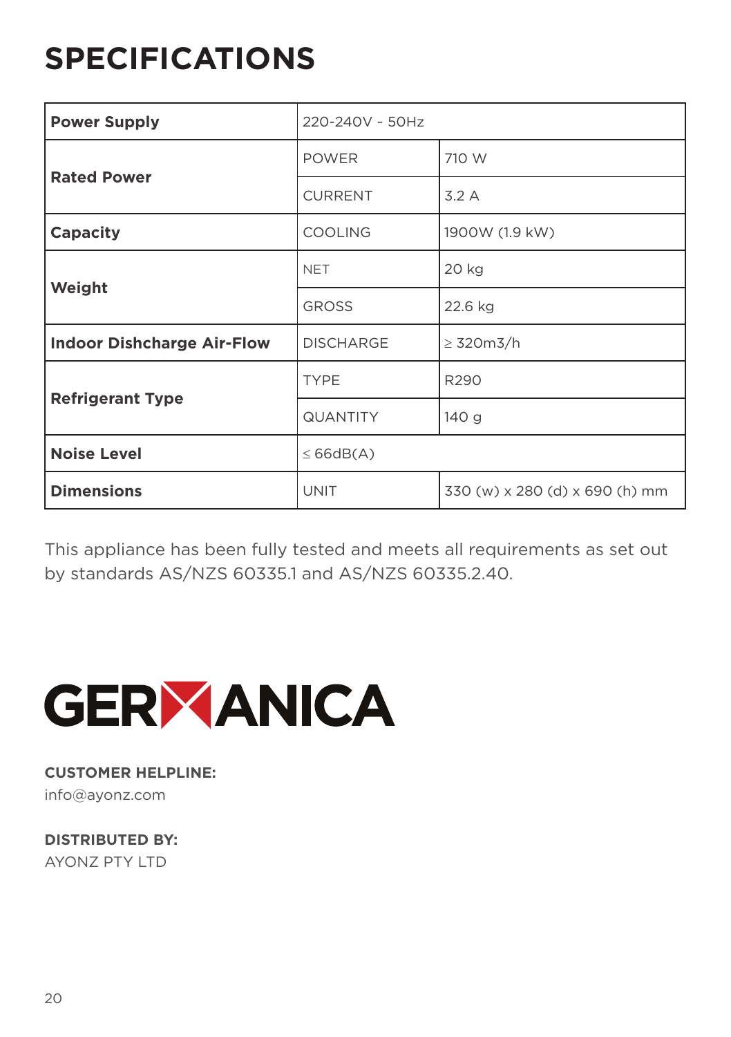# SPECIFICATIONS

| | | |
|---|---|---|
| **Power Supply** | 220-240V ~ 50Hz | |
| **Rated Power** | POWER | 710 W |
| | CURRENT | 3.2 A |
| **Capacity** | COOLING | 1900W (1.9 kW) |
| **Weight** | NET | 20 kg |
| | GROSS | 22.6 kg |
| **Indoor Dishcharge Air-Flow** | DISCHARGE | ≥ 320m3/h |
| **Refrigerant Type** | TYPE | R290 |
| | QUANTITY | 140 g |
| **Noise Level** | ≤ 66dB(A) | |
| **Dimensions** | UNIT | 330 (w) x 280 (d) x 690 (h) mm |

This appliance has been fully tested and meets all requirements as set out by standards AS/NZS 60335.1 and AS/NZS 60335.2.40.

GERMANICA

**CUSTOMER HELPLINE:**
info@ayonz.com

**DISTRIBUTED BY:**
AYONZ PTY LTD